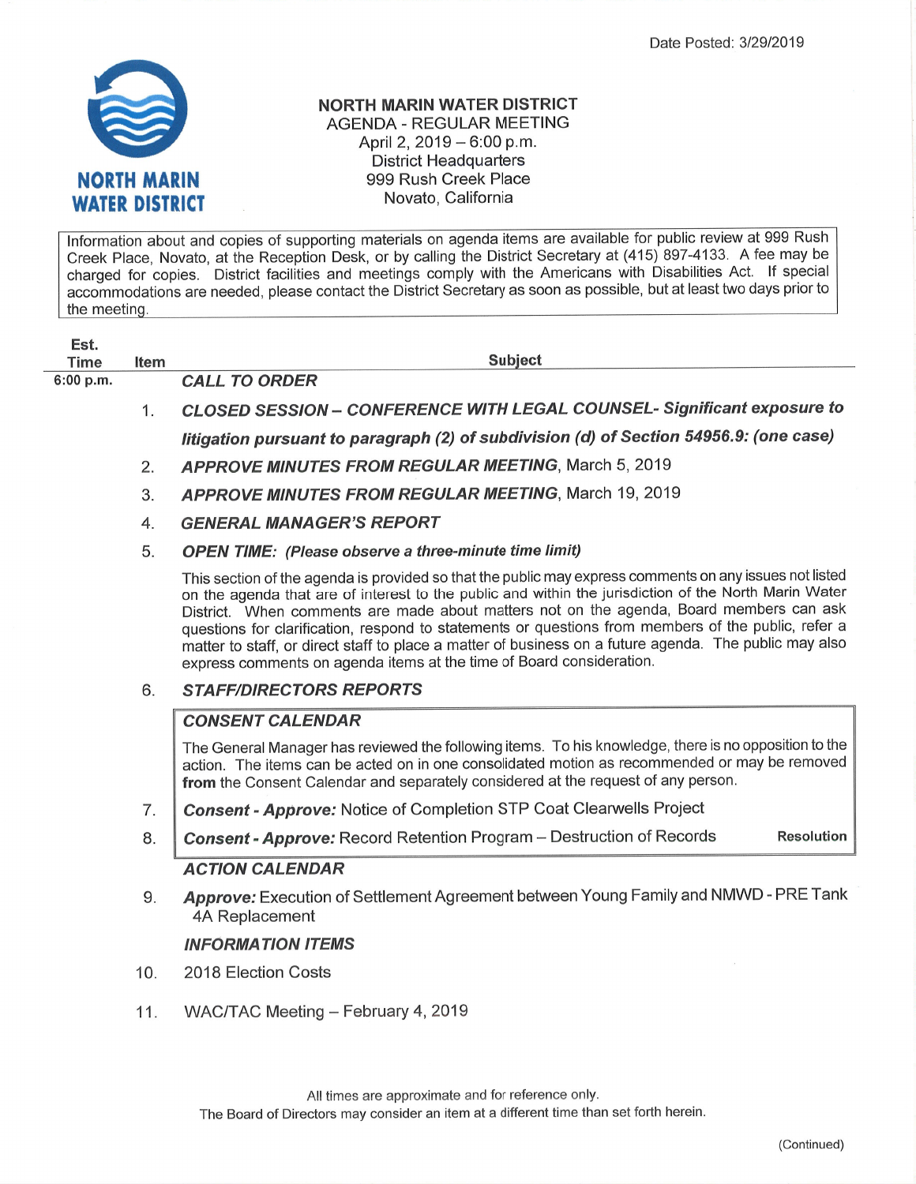Date Posted: 3/29/2019

NORTH MARIN WATER DISTRICT

# NORTH MARIN WATER DISTRICT
## AGENDA - REGULAR MEETING
April 2, 2019 – 6:00 p.m.
District Headquarters
999 Rush Creek Place
Novato, California

Information about and copies of supporting materials on agenda items are available for public review at 999 Rush Creek Place, Novato, at the Reception Desk, or by calling the District Secretary at (415) 897-4133. A fee may be charged for copies. District facilities and meetings comply with the Americans with Disabilities Act. If special accommodations are needed, please contact the District Secretary as soon as possible, but at least two days prior to the meeting.

| Est. Time | Item | Subject |
|---|---|---|
| 6:00 p.m. | | ***CALL TO ORDER*** |
| | 1. | ***CLOSED SESSION – CONFERENCE WITH LEGAL COUNSEL- Significant exposure to litigation pursuant to paragraph (2) of subdivision (d) of Section 54956.9: (one case)*** |
| | 2. | ***APPROVE MINUTES FROM REGULAR MEETING***, March 5, 2019 |
| | 3. | ***APPROVE MINUTES FROM REGULAR MEETING***, March 19, 2019 |
| | 4. | ***GENERAL MANAGER'S REPORT*** |
| | 5. | ***OPEN TIME: (Please observe a three-minute time limit)*** This section of the agenda is provided so that the public may express comments on any issues not listed on the agenda that are of interest to the public and within the jurisdiction of the North Marin Water District. When comments are made about matters not on the agenda, Board members can ask questions for clarification, respond to statements or questions from members of the public, refer a matter to staff, or direct staff to place a matter of business on a future agenda. The public may also express comments on agenda items at the time of Board consideration. |
| | 6. | ***STAFF/DIRECTORS REPORTS*** |
| | | ***CONSENT CALENDAR*** The General Manager has reviewed the following items. To his knowledge, there is no opposition to the action. The items can be acted on in one consolidated motion as recommended or may be removed **from** the Consent Calendar and separately considered at the request of any person. |
| | 7. | ***Consent - Approve:*** Notice of Completion STP Coat Clearwells Project |
| | 8. | ***Consent - Approve:*** Record Retention Program – Destruction of Records — **Resolution** |
| | | ***ACTION CALENDAR*** |
| | 9. | ***Approve:*** Execution of Settlement Agreement between Young Family and NMWD - PRE Tank 4A Replacement |
| | | ***INFORMATION ITEMS*** |
| | 10. | 2018 Election Costs |
| | 11. | WAC/TAC Meeting – February 4, 2019 |

All times are approximate and for reference only.
The Board of Directors may consider an item at a different time than set forth herein.

(Continued)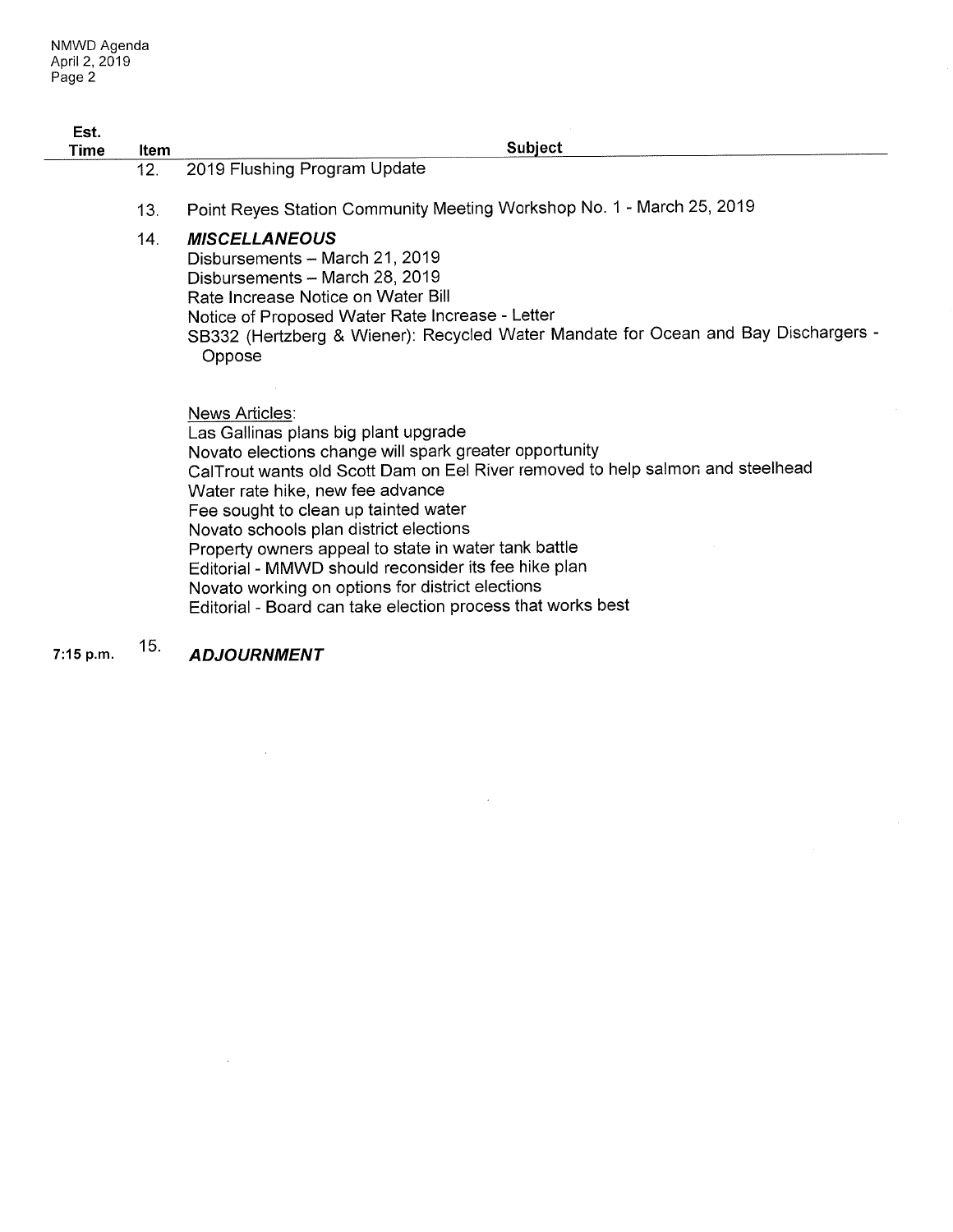| Est. Time | Item | Subject |
|---|---|---|
| | 12. | 2019 Flushing Program Update |
| | 13. | Point Reyes Station Community Meeting Workshop No. 1 - March 25, 2019 |
| | 14. | ***MISCELLANEOUS***<br>Disbursements – March 21, 2019<br>Disbursements – March 28, 2019<br>Rate Increase Notice on Water Bill<br>Notice of Proposed Water Rate Increase - Letter<br>SB332 (Hertzberg & Wiener): Recycled Water Mandate for Ocean and Bay Dischargers - Oppose<br><br>News Articles:<br>Las Gallinas plans big plant upgrade<br>Novato elections change will spark greater opportunity<br>CalTrout wants old Scott Dam on Eel River removed to help salmon and steelhead<br>Water rate hike, new fee advance<br>Fee sought to clean up tainted water<br>Novato schools plan district elections<br>Property owners appeal to state in water tank battle<br>Editorial - MMWD should reconsider its fee hike plan<br>Novato working on options for district elections<br>Editorial - Board can take election process that works best |
| 7:15 p.m. | 15. | ***ADJOURNMENT*** |